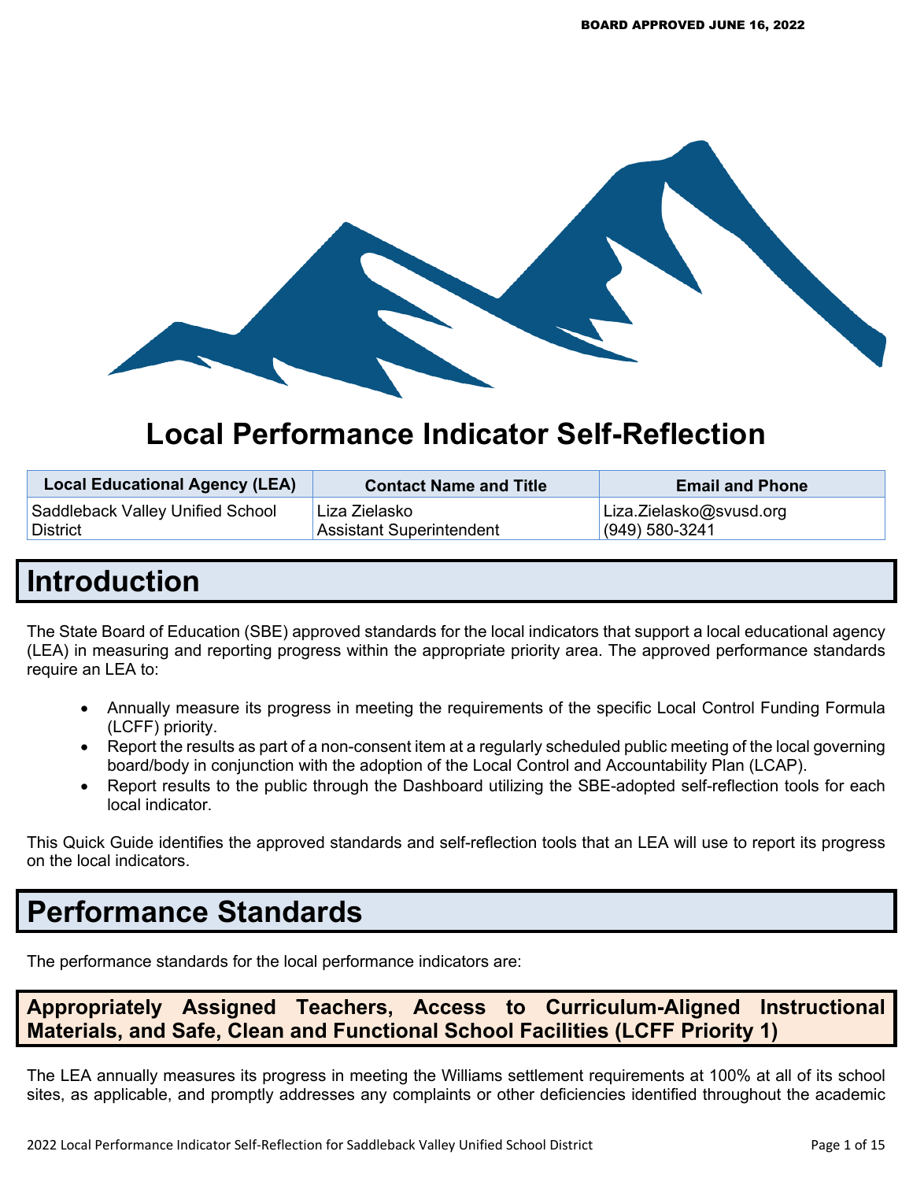BOARD APPROVED JUNE 16, 2022

# Local Performance Indicator Self-Reflection

| Local Educational Agency (LEA) | Contact Name and Title | Email and Phone |
|---|---|---|
| Saddleback Valley Unified School District | Liza Zielasko<br>Assistant Superintendent | Liza.Zielasko@svusd.org<br>(949) 580-3241 |

# Introduction

The State Board of Education (SBE) approved standards for the local indicators that support a local educational agency (LEA) in measuring and reporting progress within the appropriate priority area. The approved performance standards require an LEA to:

- Annually measure its progress in meeting the requirements of the specific Local Control Funding Formula (LCFF) priority.
- Report the results as part of a non-consent item at a regularly scheduled public meeting of the local governing board/body in conjunction with the adoption of the Local Control and Accountability Plan (LCAP).
- Report results to the public through the Dashboard utilizing the SBE-adopted self-reflection tools for each local indicator.

This Quick Guide identifies the approved standards and self-reflection tools that an LEA will use to report its progress on the local indicators.

# Performance Standards

The performance standards for the local performance indicators are:

## Appropriately Assigned Teachers, Access to Curriculum-Aligned Instructional Materials, and Safe, Clean and Functional School Facilities (LCFF Priority 1)

The LEA annually measures its progress in meeting the Williams settlement requirements at 100% at all of its school sites, as applicable, and promptly addresses any complaints or other deficiencies identified throughout the academic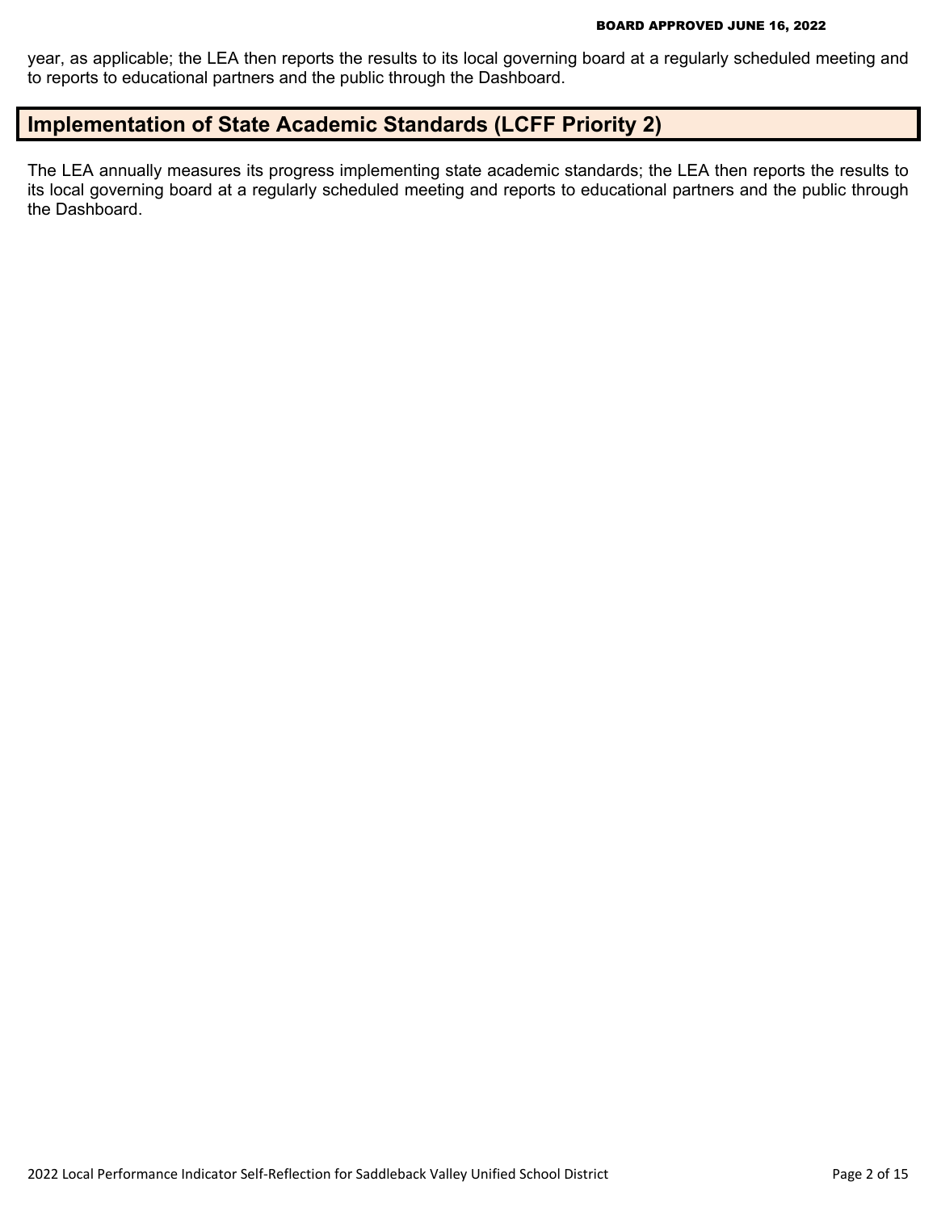year, as applicable; the LEA then reports the results to its local governing board at a regularly scheduled meeting and to reports to educational partners and the public through the Dashboard.

## Implementation of State Academic Standards (LCFF Priority 2)

The LEA annually measures its progress implementing state academic standards; the LEA then reports the results to its local governing board at a regularly scheduled meeting and reports to educational partners and the public through the Dashboard.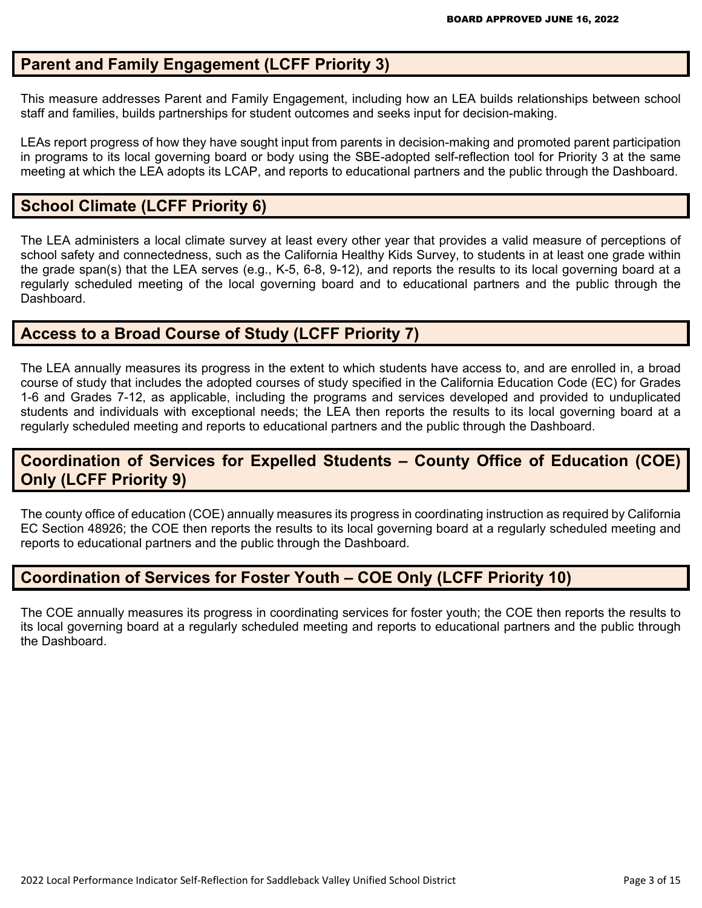## Parent and Family Engagement (LCFF Priority 3)

This measure addresses Parent and Family Engagement, including how an LEA builds relationships between school staff and families, builds partnerships for student outcomes and seeks input for decision-making.

LEAs report progress of how they have sought input from parents in decision-making and promoted parent participation in programs to its local governing board or body using the SBE-adopted self-reflection tool for Priority 3 at the same meeting at which the LEA adopts its LCAP, and reports to educational partners and the public through the Dashboard.

## School Climate (LCFF Priority 6)

The LEA administers a local climate survey at least every other year that provides a valid measure of perceptions of school safety and connectedness, such as the California Healthy Kids Survey, to students in at least one grade within the grade span(s) that the LEA serves (e.g., K-5, 6-8, 9-12), and reports the results to its local governing board at a regularly scheduled meeting of the local governing board and to educational partners and the public through the Dashboard.

## Access to a Broad Course of Study (LCFF Priority 7)

The LEA annually measures its progress in the extent to which students have access to, and are enrolled in, a broad course of study that includes the adopted courses of study specified in the California Education Code (EC) for Grades 1-6 and Grades 7-12, as applicable, including the programs and services developed and provided to unduplicated students and individuals with exceptional needs; the LEA then reports the results to its local governing board at a regularly scheduled meeting and reports to educational partners and the public through the Dashboard.

## Coordination of Services for Expelled Students – County Office of Education (COE) Only (LCFF Priority 9)

The county office of education (COE) annually measures its progress in coordinating instruction as required by California EC Section 48926; the COE then reports the results to its local governing board at a regularly scheduled meeting and reports to educational partners and the public through the Dashboard.

## Coordination of Services for Foster Youth – COE Only (LCFF Priority 10)

The COE annually measures its progress in coordinating services for foster youth; the COE then reports the results to its local governing board at a regularly scheduled meeting and reports to educational partners and the public through the Dashboard.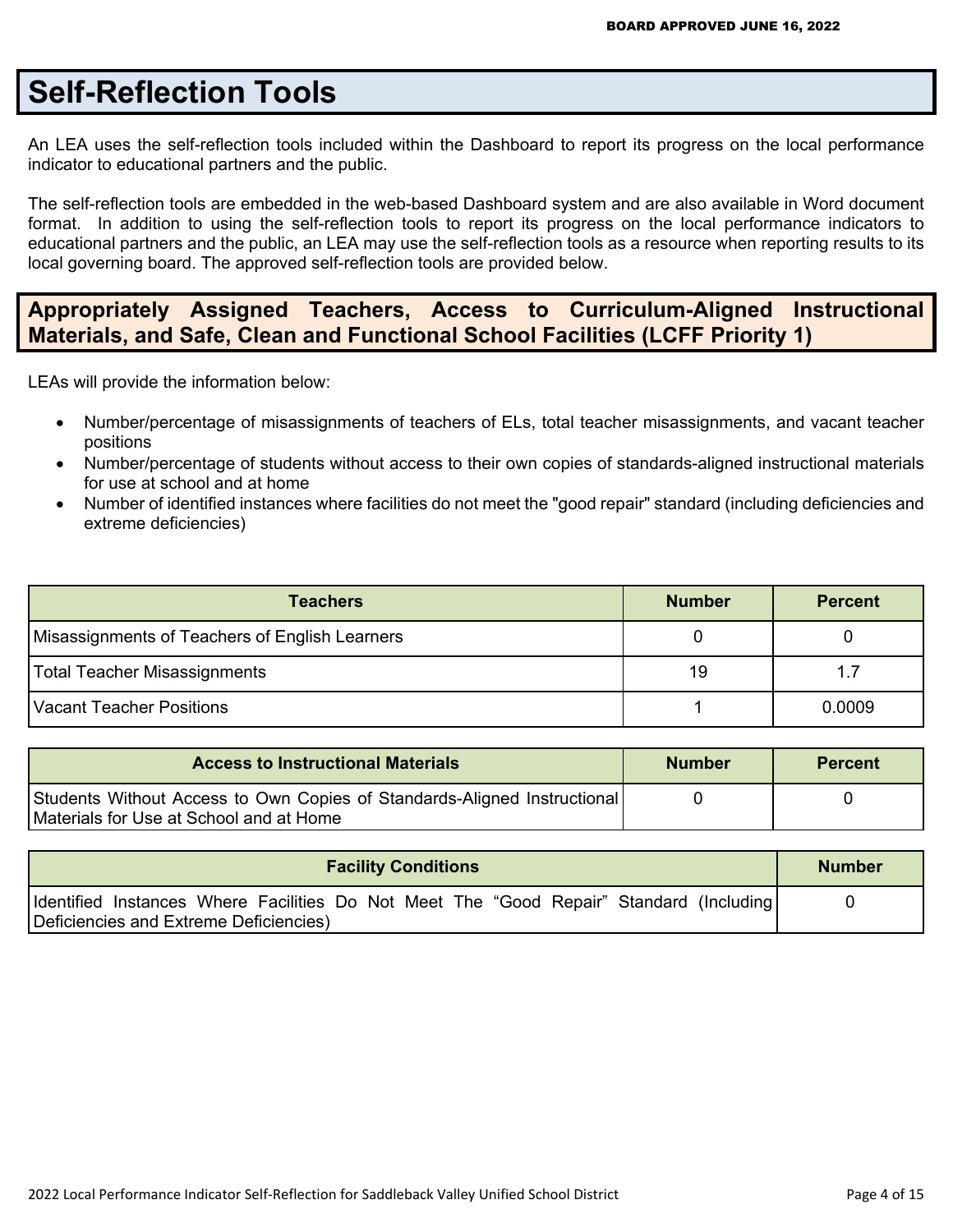# Self-Reflection Tools

An LEA uses the self-reflection tools included within the Dashboard to report its progress on the local performance indicator to educational partners and the public.

The self-reflection tools are embedded in the web-based Dashboard system and are also available in Word document format. In addition to using the self-reflection tools to report its progress on the local performance indicators to educational partners and the public, an LEA may use the self-reflection tools as a resource when reporting results to its local governing board. The approved self-reflection tools are provided below.

## Appropriately Assigned Teachers, Access to Curriculum-Aligned Instructional Materials, and Safe, Clean and Functional School Facilities (LCFF Priority 1)

LEAs will provide the information below:

- Number/percentage of misassignments of teachers of ELs, total teacher misassignments, and vacant teacher positions
- Number/percentage of students without access to their own copies of standards-aligned instructional materials for use at school and at home
- Number of identified instances where facilities do not meet the "good repair" standard (including deficiencies and extreme deficiencies)

| Teachers | Number | Percent |
|---|---|---|
| Misassignments of Teachers of English Learners | 0 | 0 |
| Total Teacher Misassignments | 19 | 1.7 |
| Vacant Teacher Positions | 1 | 0.0009 |

| Access to Instructional Materials | Number | Percent |
|---|---|---|
| Students Without Access to Own Copies of Standards-Aligned Instructional Materials for Use at School and at Home | 0 | 0 |

| Facility Conditions | Number |
|---|---|
| Identified Instances Where Facilities Do Not Meet The "Good Repair" Standard (Including Deficiencies and Extreme Deficiencies) | 0 |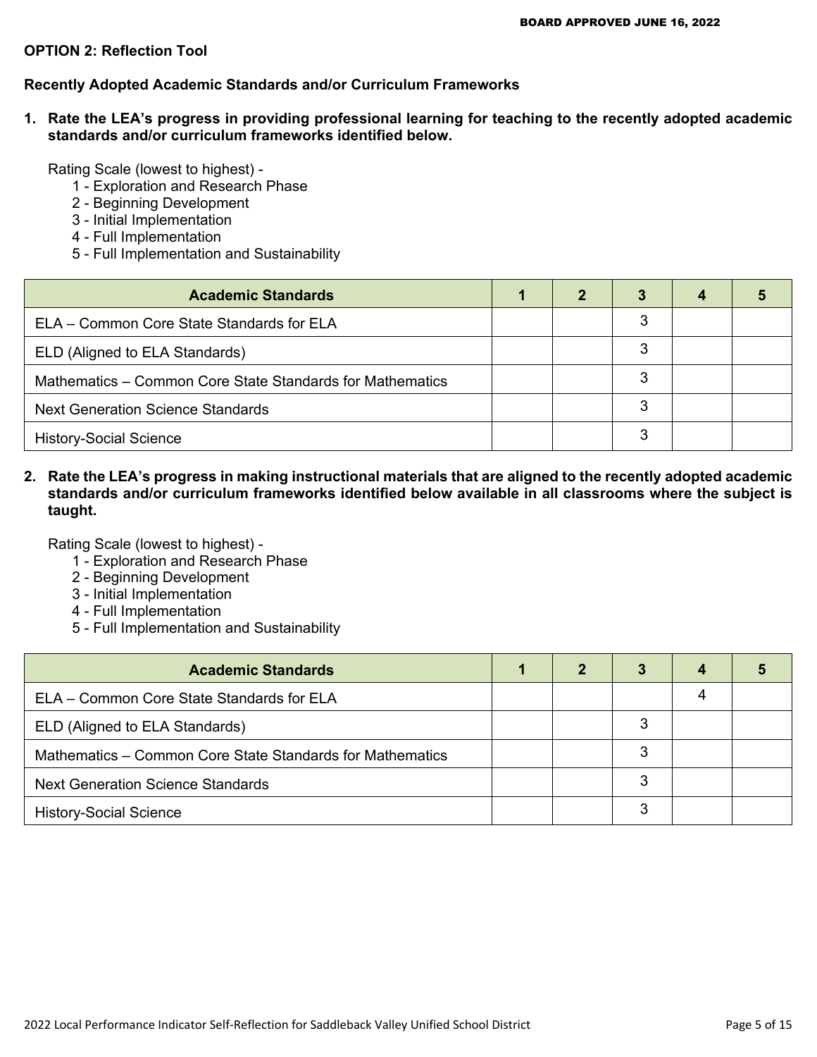**OPTION 2: Reflection Tool**

**Recently Adopted Academic Standards and/or Curriculum Frameworks**

1. **Rate the LEA's progress in providing professional learning for teaching to the recently adopted academic standards and/or curriculum frameworks identified below.**

   Rating Scale (lowest to highest) -
   1 - Exploration and Research Phase
   2 - Beginning Development
   3 - Initial Implementation
   4 - Full Implementation
   5 - Full Implementation and Sustainability

| Academic Standards | 1 | 2 | 3 | 4 | 5 |
|---|---|---|---|---|---|
| ELA – Common Core State Standards for ELA | | | 3 | | |
| ELD (Aligned to ELA Standards) | | | 3 | | |
| Mathematics – Common Core State Standards for Mathematics | | | 3 | | |
| Next Generation Science Standards | | | 3 | | |
| History-Social Science | | | 3 | | |

2. **Rate the LEA's progress in making instructional materials that are aligned to the recently adopted academic standards and/or curriculum frameworks identified below available in all classrooms where the subject is taught.**

   Rating Scale (lowest to highest) -
   1 - Exploration and Research Phase
   2 - Beginning Development
   3 - Initial Implementation
   4 - Full Implementation
   5 - Full Implementation and Sustainability

| Academic Standards | 1 | 2 | 3 | 4 | 5 |
|---|---|---|---|---|---|
| ELA – Common Core State Standards for ELA | | | | 4 | |
| ELD (Aligned to ELA Standards) | | | 3 | | |
| Mathematics – Common Core State Standards for Mathematics | | | 3 | | |
| Next Generation Science Standards | | | 3 | | |
| History-Social Science | | | 3 | | |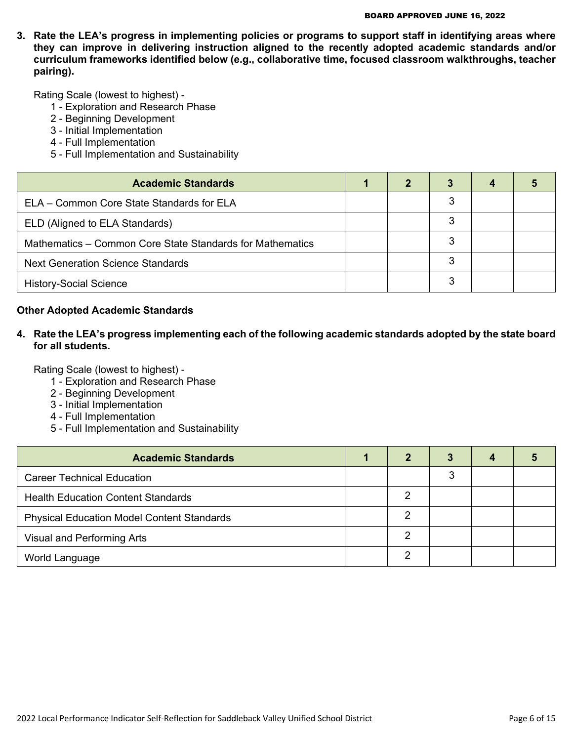3. **Rate the LEA's progress in implementing policies or programs to support staff in identifying areas where they can improve in delivering instruction aligned to the recently adopted academic standards and/or curriculum frameworks identified below (e.g., collaborative time, focused classroom walkthroughs, teacher pairing).**

   Rating Scale (lowest to highest) -
   1 - Exploration and Research Phase
   2 - Beginning Development
   3 - Initial Implementation
   4 - Full Implementation
   5 - Full Implementation and Sustainability

| Academic Standards | 1 | 2 | 3 | 4 | 5 |
|---|---|---|---|---|---|
| ELA – Common Core State Standards for ELA | | | 3 | | |
| ELD (Aligned to ELA Standards) | | | 3 | | |
| Mathematics – Common Core State Standards for Mathematics | | | 3 | | |
| Next Generation Science Standards | | | 3 | | |
| History-Social Science | | | 3 | | |

**Other Adopted Academic Standards**

4. **Rate the LEA's progress implementing each of the following academic standards adopted by the state board for all students.**

   Rating Scale (lowest to highest) -
   1 - Exploration and Research Phase
   2 - Beginning Development
   3 - Initial Implementation
   4 - Full Implementation
   5 - Full Implementation and Sustainability

| Academic Standards | 1 | 2 | 3 | 4 | 5 |
|---|---|---|---|---|---|
| Career Technical Education | | | 3 | | |
| Health Education Content Standards | | 2 | | | |
| Physical Education Model Content Standards | | 2 | | | |
| Visual and Performing Arts | | 2 | | | |
| World Language | | 2 | | | |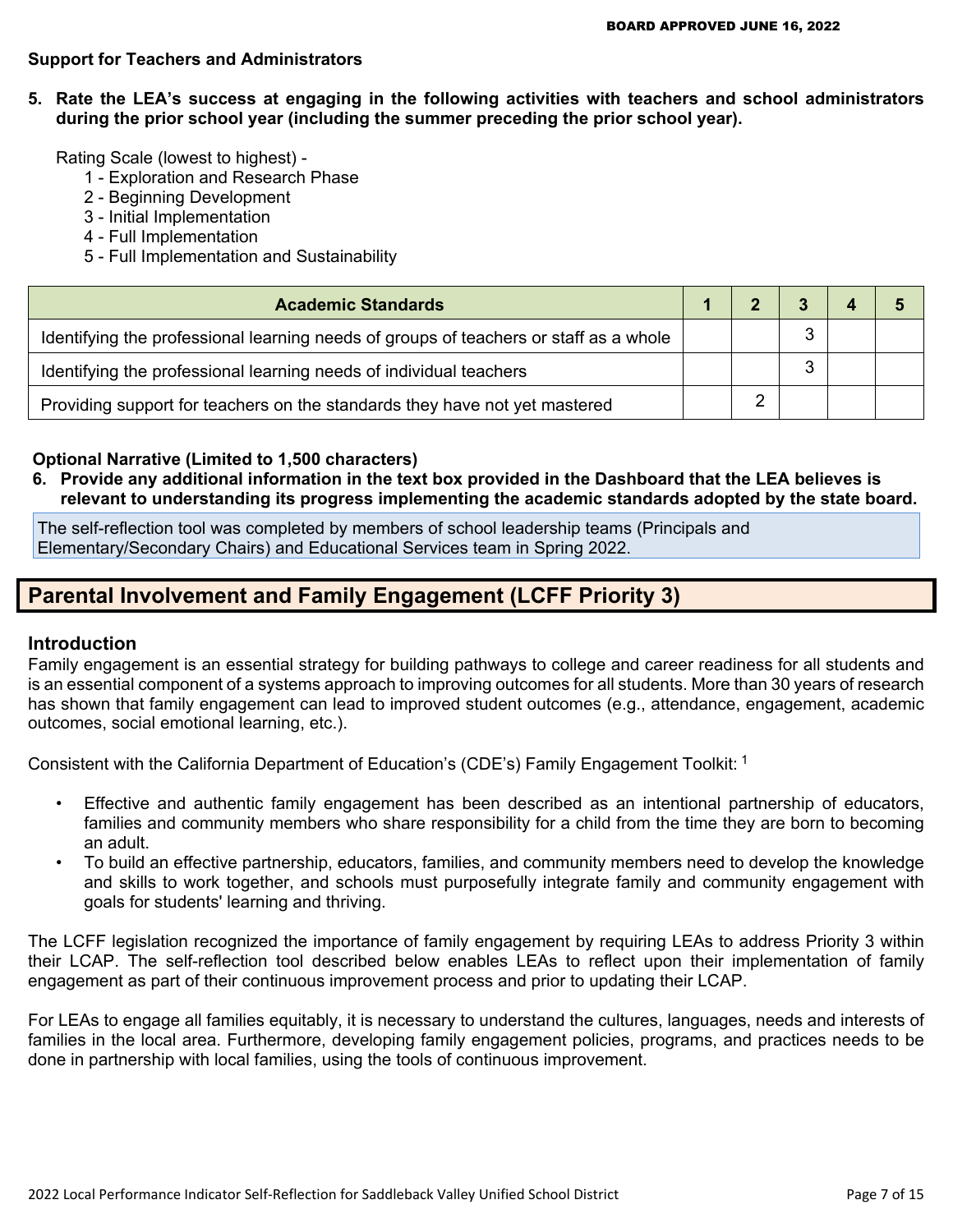**Support for Teachers and Administrators**

**5. Rate the LEA's success at engaging in the following activities with teachers and school administrators during the prior school year (including the summer preceding the prior school year).**

Rating Scale (lowest to highest) -

1 - Exploration and Research Phase
2 - Beginning Development
3 - Initial Implementation
4 - Full Implementation
5 - Full Implementation and Sustainability

| Academic Standards | 1 | 2 | 3 | 4 | 5 |
|---|---|---|---|---|---|
| Identifying the professional learning needs of groups of teachers or staff as a whole | | | 3 | | |
| Identifying the professional learning needs of individual teachers | | | 3 | | |
| Providing support for teachers on the standards they have not yet mastered | | 2 | | | |

**Optional Narrative (Limited to 1,500 characters)**

**6. Provide any additional information in the text box provided in the Dashboard that the LEA believes is relevant to understanding its progress implementing the academic standards adopted by the state board.**

The self-reflection tool was completed by members of school leadership teams (Principals and Elementary/Secondary Chairs) and Educational Services team in Spring 2022.

## Parental Involvement and Family Engagement (LCFF Priority 3)

### Introduction

Family engagement is an essential strategy for building pathways to college and career readiness for all students and is an essential component of a systems approach to improving outcomes for all students. More than 30 years of research has shown that family engagement can lead to improved student outcomes (e.g., attendance, engagement, academic outcomes, social emotional learning, etc.).

Consistent with the California Department of Education's (CDE's) Family Engagement Toolkit: [1]

- Effective and authentic family engagement has been described as an intentional partnership of educators, families and community members who share responsibility for a child from the time they are born to becoming an adult.
- To build an effective partnership, educators, families, and community members need to develop the knowledge and skills to work together, and schools must purposefully integrate family and community engagement with goals for students' learning and thriving.

The LCFF legislation recognized the importance of family engagement by requiring LEAs to address Priority 3 within their LCAP. The self-reflection tool described below enables LEAs to reflect upon their implementation of family engagement as part of their continuous improvement process and prior to updating their LCAP.

For LEAs to engage all families equitably, it is necessary to understand the cultures, languages, needs and interests of families in the local area. Furthermore, developing family engagement policies, programs, and practices needs to be done in partnership with local families, using the tools of continuous improvement.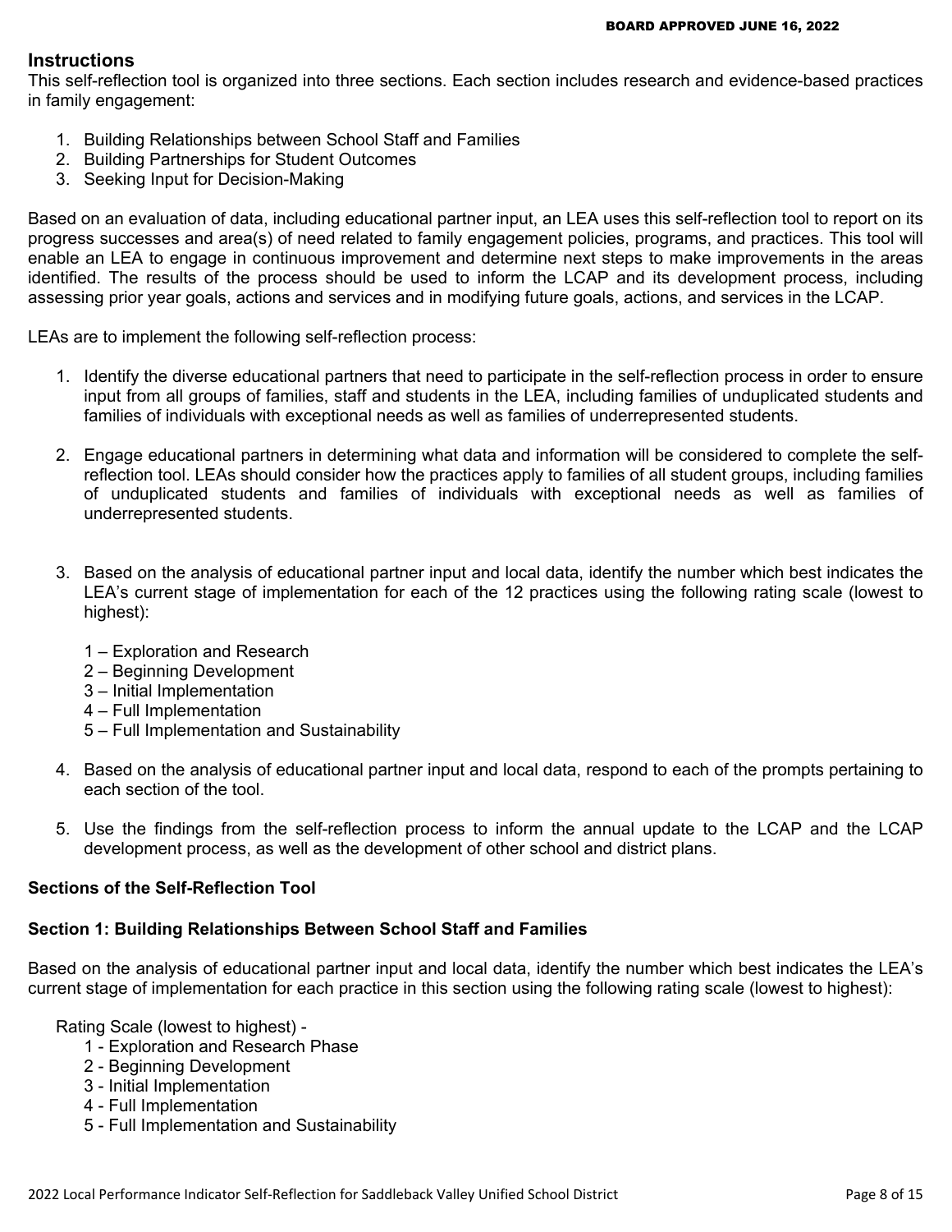## Instructions

This self-reflection tool is organized into three sections. Each section includes research and evidence-based practices in family engagement:

1. Building Relationships between School Staff and Families
2. Building Partnerships for Student Outcomes
3. Seeking Input for Decision-Making

Based on an evaluation of data, including educational partner input, an LEA uses this self-reflection tool to report on its progress successes and area(s) of need related to family engagement policies, programs, and practices. This tool will enable an LEA to engage in continuous improvement and determine next steps to make improvements in the areas identified. The results of the process should be used to inform the LCAP and its development process, including assessing prior year goals, actions and services and in modifying future goals, actions, and services in the LCAP.

LEAs are to implement the following self-reflection process:

1. Identify the diverse educational partners that need to participate in the self-reflection process in order to ensure input from all groups of families, staff and students in the LEA, including families of unduplicated students and families of individuals with exceptional needs as well as families of underrepresented students.

2. Engage educational partners in determining what data and information will be considered to complete the self-reflection tool. LEAs should consider how the practices apply to families of all student groups, including families of unduplicated students and families of individuals with exceptional needs as well as families of underrepresented students.

3. Based on the analysis of educational partner input and local data, identify the number which best indicates the LEA's current stage of implementation for each of the 12 practices using the following rating scale (lowest to highest):

   1 – Exploration and Research
   2 – Beginning Development
   3 – Initial Implementation
   4 – Full Implementation
   5 – Full Implementation and Sustainability

4. Based on the analysis of educational partner input and local data, respond to each of the prompts pertaining to each section of the tool.

5. Use the findings from the self-reflection process to inform the annual update to the LCAP and the LCAP development process, as well as the development of other school and district plans.

### Sections of the Self-Reflection Tool

### Section 1: Building Relationships Between School Staff and Families

Based on the analysis of educational partner input and local data, identify the number which best indicates the LEA's current stage of implementation for each practice in this section using the following rating scale (lowest to highest):

Rating Scale (lowest to highest) -

1 - Exploration and Research Phase
2 - Beginning Development
3 - Initial Implementation
4 - Full Implementation
5 - Full Implementation and Sustainability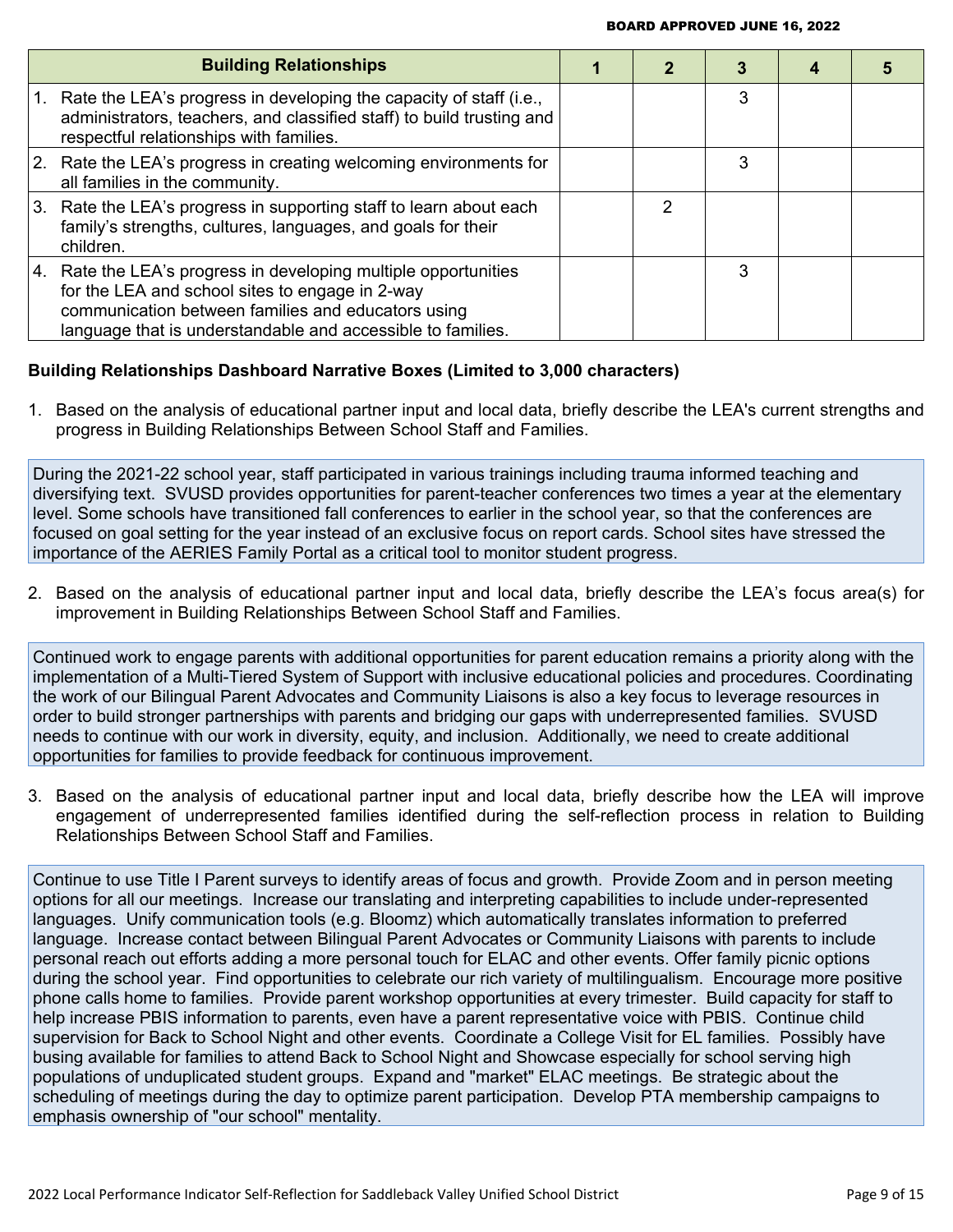| Building Relationships | 1 | 2 | 3 | 4 | 5 |
|---|---|---|---|---|---|
| 1. Rate the LEA's progress in developing the capacity of staff (i.e., administrators, teachers, and classified staff) to build trusting and respectful relationships with families. | | | 3 | | |
| 2. Rate the LEA's progress in creating welcoming environments for all families in the community. | | | 3 | | |
| 3. Rate the LEA's progress in supporting staff to learn about each family's strengths, cultures, languages, and goals for their children. | | 2 | | | |
| 4. Rate the LEA's progress in developing multiple opportunities for the LEA and school sites to engage in 2-way communication between families and educators using language that is understandable and accessible to families. | | | 3 | | |

**Building Relationships Dashboard Narrative Boxes (Limited to 3,000 characters)**

1. Based on the analysis of educational partner input and local data, briefly describe the LEA's current strengths and progress in Building Relationships Between School Staff and Families.

During the 2021-22 school year, staff participated in various trainings including trauma informed teaching and diversifying text. SVUSD provides opportunities for parent-teacher conferences two times a year at the elementary level. Some schools have transitioned fall conferences to earlier in the school year, so that the conferences are focused on goal setting for the year instead of an exclusive focus on report cards. School sites have stressed the importance of the AERIES Family Portal as a critical tool to monitor student progress.

2. Based on the analysis of educational partner input and local data, briefly describe the LEA's focus area(s) for improvement in Building Relationships Between School Staff and Families.

Continued work to engage parents with additional opportunities for parent education remains a priority along with the implementation of a Multi-Tiered System of Support with inclusive educational policies and procedures. Coordinating the work of our Bilingual Parent Advocates and Community Liaisons is also a key focus to leverage resources in order to build stronger partnerships with parents and bridging our gaps with underrepresented families. SVUSD needs to continue with our work in diversity, equity, and inclusion. Additionally, we need to create additional opportunities for families to provide feedback for continuous improvement.

3. Based on the analysis of educational partner input and local data, briefly describe how the LEA will improve engagement of underrepresented families identified during the self-reflection process in relation to Building Relationships Between School Staff and Families.

Continue to use Title I Parent surveys to identify areas of focus and growth. Provide Zoom and in person meeting options for all our meetings. Increase our translating and interpreting capabilities to include under-represented languages. Unify communication tools (e.g. Bloomz) which automatically translates information to preferred language. Increase contact between Bilingual Parent Advocates or Community Liaisons with parents to include personal reach out efforts adding a more personal touch for ELAC and other events. Offer family picnic options during the school year. Find opportunities to celebrate our rich variety of multilingualism. Encourage more positive phone calls home to families. Provide parent workshop opportunities at every trimester. Build capacity for staff to help increase PBIS information to parents, even have a parent representative voice with PBIS. Continue child supervision for Back to School Night and other events. Coordinate a College Visit for EL families. Possibly have busing available for families to attend Back to School Night and Showcase especially for school serving high populations of unduplicated student groups. Expand and "market" ELAC meetings. Be strategic about the scheduling of meetings during the day to optimize parent participation. Develop PTA membership campaigns to emphasis ownership of "our school" mentality.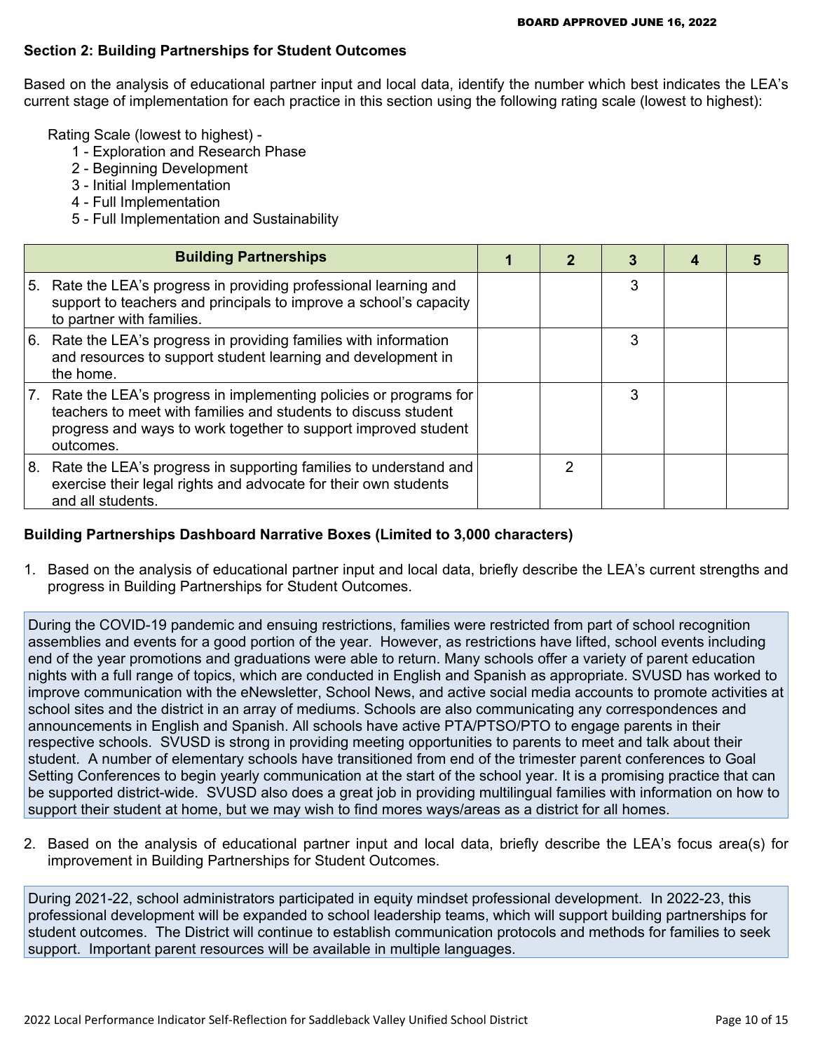BOARD APPROVED JUNE 16, 2022

**Section 2: Building Partnerships for Student Outcomes**

Based on the analysis of educational partner input and local data, identify the number which best indicates the LEA's current stage of implementation for each practice in this section using the following rating scale (lowest to highest):

Rating Scale (lowest to highest) -
- 1 - Exploration and Research Phase
- 2 - Beginning Development
- 3 - Initial Implementation
- 4 - Full Implementation
- 5 - Full Implementation and Sustainability

| Building Partnerships | 1 | 2 | 3 | 4 | 5 |
|---|---|---|---|---|---|
| 5. Rate the LEA's progress in providing professional learning and support to teachers and principals to improve a school's capacity to partner with families. | | | 3 | | |
| 6. Rate the LEA's progress in providing families with information and resources to support student learning and development in the home. | | | 3 | | |
| 7. Rate the LEA's progress in implementing policies or programs for teachers to meet with families and students to discuss student progress and ways to work together to support improved student outcomes. | | | 3 | | |
| 8. Rate the LEA's progress in supporting families to understand and exercise their legal rights and advocate for their own students and all students. | | 2 | | | |

**Building Partnerships Dashboard Narrative Boxes (Limited to 3,000 characters)**

1. Based on the analysis of educational partner input and local data, briefly describe the LEA's current strengths and progress in Building Partnerships for Student Outcomes.

During the COVID-19 pandemic and ensuing restrictions, families were restricted from part of school recognition assemblies and events for a good portion of the year. However, as restrictions have lifted, school events including end of the year promotions and graduations were able to return. Many schools offer a variety of parent education nights with a full range of topics, which are conducted in English and Spanish as appropriate. SVUSD has worked to improve communication with the eNewsletter, School News, and active social media accounts to promote activities at school sites and the district in an array of mediums. Schools are also communicating any correspondences and announcements in English and Spanish. All schools have active PTA/PTSO/PTO to engage parents in their respective schools. SVUSD is strong in providing meeting opportunities to parents to meet and talk about their student. A number of elementary schools have transitioned from end of the trimester parent conferences to Goal Setting Conferences to begin yearly communication at the start of the school year. It is a promising practice that can be supported district-wide. SVUSD also does a great job in providing multilingual families with information on how to support their student at home, but we may wish to find mores ways/areas as a district for all homes.

2. Based on the analysis of educational partner input and local data, briefly describe the LEA's focus area(s) for improvement in Building Partnerships for Student Outcomes.

During 2021-22, school administrators participated in equity mindset professional development. In 2022-23, this professional development will be expanded to school leadership teams, which will support building partnerships for student outcomes. The District will continue to establish communication protocols and methods for families to seek support. Important parent resources will be available in multiple languages.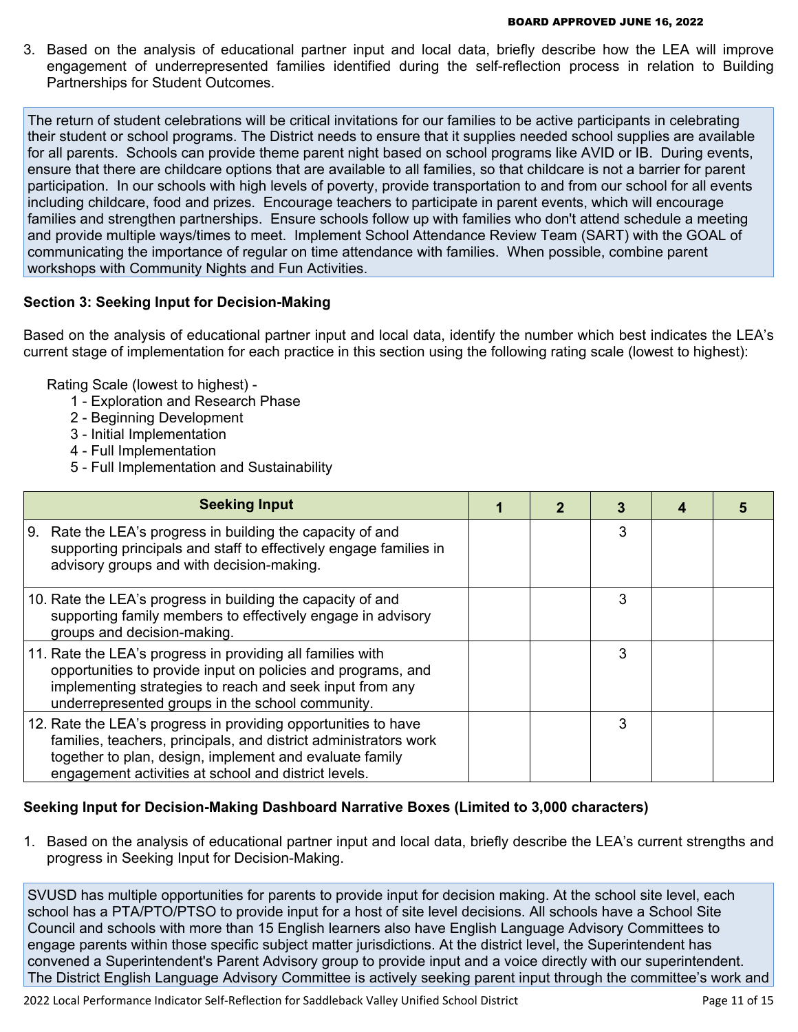3. Based on the analysis of educational partner input and local data, briefly describe how the LEA will improve engagement of underrepresented families identified during the self-reflection process in relation to Building Partnerships for Student Outcomes.

The return of student celebrations will be critical invitations for our families to be active participants in celebrating their student or school programs. The District needs to ensure that it supplies needed school supplies are available for all parents. Schools can provide theme parent night based on school programs like AVID or IB. During events, ensure that there are childcare options that are available to all families, so that childcare is not a barrier for parent participation. In our schools with high levels of poverty, provide transportation to and from our school for all events including childcare, food and prizes. Encourage teachers to participate in parent events, which will encourage families and strengthen partnerships. Ensure schools follow up with families who don't attend schedule a meeting and provide multiple ways/times to meet. Implement School Attendance Review Team (SART) with the GOAL of communicating the importance of regular on time attendance with families. When possible, combine parent workshops with Community Nights and Fun Activities.

## Section 3: Seeking Input for Decision-Making

Based on the analysis of educational partner input and local data, identify the number which best indicates the LEA's current stage of implementation for each practice in this section using the following rating scale (lowest to highest):

Rating Scale (lowest to highest) -

1 - Exploration and Research Phase
2 - Beginning Development
3 - Initial Implementation
4 - Full Implementation
5 - Full Implementation and Sustainability

| Seeking Input | 1 | 2 | 3 | 4 | 5 |
|---|---|---|---|---|---|
| 9. Rate the LEA's progress in building the capacity of and supporting principals and staff to effectively engage families in advisory groups and with decision-making. | | | 3 | | |
| 10. Rate the LEA's progress in building the capacity of and supporting family members to effectively engage in advisory groups and decision-making. | | | 3 | | |
| 11. Rate the LEA's progress in providing all families with opportunities to provide input on policies and programs, and implementing strategies to reach and seek input from any underrepresented groups in the school community. | | | 3 | | |
| 12. Rate the LEA's progress in providing opportunities to have families, teachers, principals, and district administrators work together to plan, design, implement and evaluate family engagement activities at school and district levels. | | | 3 | | |

**Seeking Input for Decision-Making Dashboard Narrative Boxes (Limited to 3,000 characters)**

1. Based on the analysis of educational partner input and local data, briefly describe the LEA's current strengths and progress in Seeking Input for Decision-Making.

SVUSD has multiple opportunities for parents to provide input for decision making. At the school site level, each school has a PTA/PTO/PTSO to provide input for a host of site level decisions. All schools have a School Site Council and schools with more than 15 English learners also have English Language Advisory Committees to engage parents within those specific subject matter jurisdictions. At the district level, the Superintendent has convened a Superintendent's Parent Advisory group to provide input and a voice directly with our superintendent. The District English Language Advisory Committee is actively seeking parent input through the committee's work and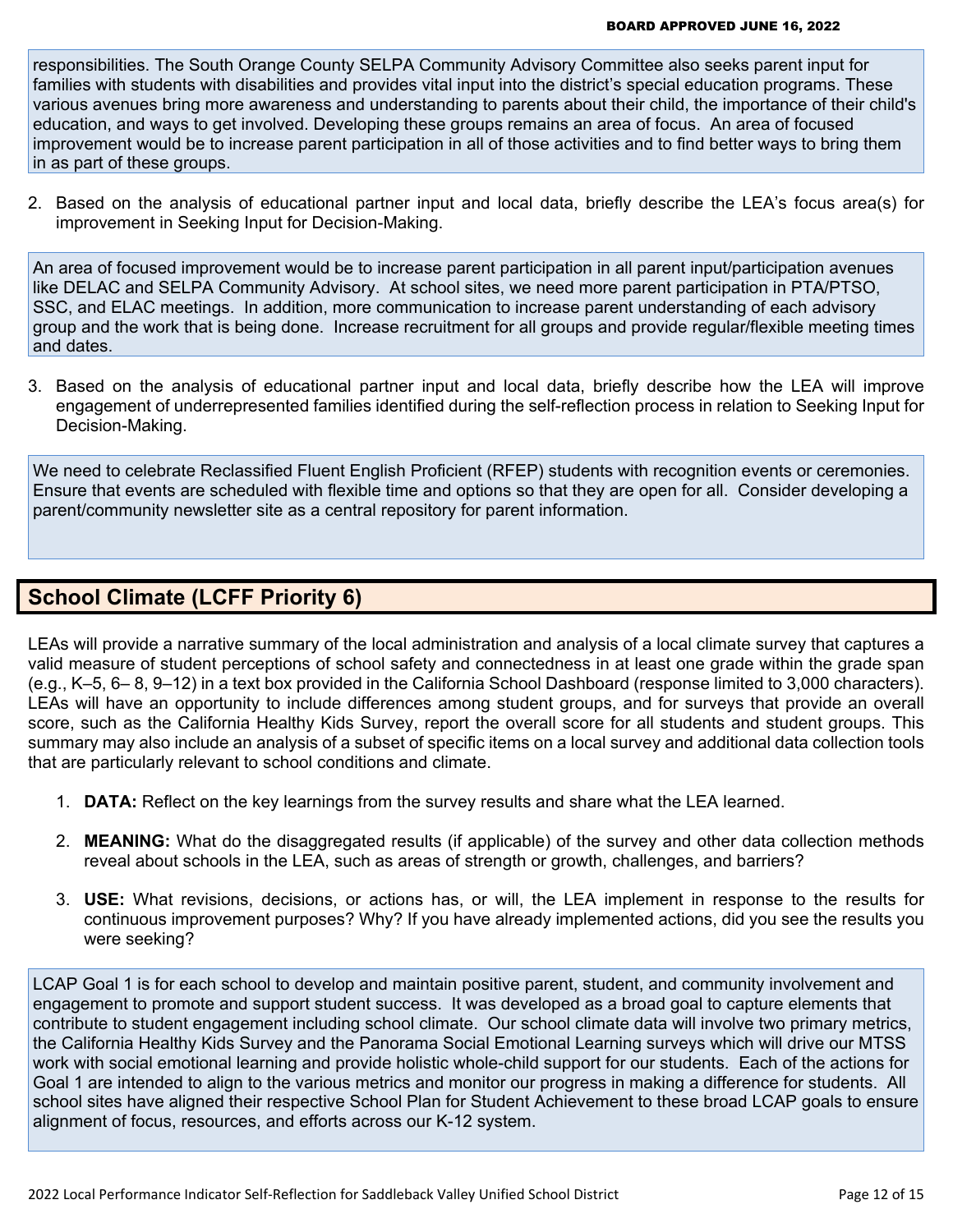responsibilities. The South Orange County SELPA Community Advisory Committee also seeks parent input for families with students with disabilities and provides vital input into the district's special education programs. These various avenues bring more awareness and understanding to parents about their child, the importance of their child's education, and ways to get involved. Developing these groups remains an area of focus. An area of focused improvement would be to increase parent participation in all of those activities and to find better ways to bring them in as part of these groups.

2. Based on the analysis of educational partner input and local data, briefly describe the LEA's focus area(s) for improvement in Seeking Input for Decision-Making.

An area of focused improvement would be to increase parent participation in all parent input/participation avenues like DELAC and SELPA Community Advisory. At school sites, we need more parent participation in PTA/PTSO, SSC, and ELAC meetings. In addition, more communication to increase parent understanding of each advisory group and the work that is being done. Increase recruitment for all groups and provide regular/flexible meeting times and dates.

3. Based on the analysis of educational partner input and local data, briefly describe how the LEA will improve engagement of underrepresented families identified during the self-reflection process in relation to Seeking Input for Decision-Making.

We need to celebrate Reclassified Fluent English Proficient (RFEP) students with recognition events or ceremonies. Ensure that events are scheduled with flexible time and options so that they are open for all. Consider developing a parent/community newsletter site as a central repository for parent information.

## School Climate (LCFF Priority 6)

LEAs will provide a narrative summary of the local administration and analysis of a local climate survey that captures a valid measure of student perceptions of school safety and connectedness in at least one grade within the grade span (e.g., K–5, 6– 8, 9–12) in a text box provided in the California School Dashboard (response limited to 3,000 characters). LEAs will have an opportunity to include differences among student groups, and for surveys that provide an overall score, such as the California Healthy Kids Survey, report the overall score for all students and student groups. This summary may also include an analysis of a subset of specific items on a local survey and additional data collection tools that are particularly relevant to school conditions and climate.

1. **DATA:** Reflect on the key learnings from the survey results and share what the LEA learned.
2. **MEANING:** What do the disaggregated results (if applicable) of the survey and other data collection methods reveal about schools in the LEA, such as areas of strength or growth, challenges, and barriers?
3. **USE:** What revisions, decisions, or actions has, or will, the LEA implement in response to the results for continuous improvement purposes? Why? If you have already implemented actions, did you see the results you were seeking?

LCAP Goal 1 is for each school to develop and maintain positive parent, student, and community involvement and engagement to promote and support student success. It was developed as a broad goal to capture elements that contribute to student engagement including school climate. Our school climate data will involve two primary metrics, the California Healthy Kids Survey and the Panorama Social Emotional Learning surveys which will drive our MTSS work with social emotional learning and provide holistic whole-child support for our students. Each of the actions for Goal 1 are intended to align to the various metrics and monitor our progress in making a difference for students. All school sites have aligned their respective School Plan for Student Achievement to these broad LCAP goals to ensure alignment of focus, resources, and efforts across our K-12 system.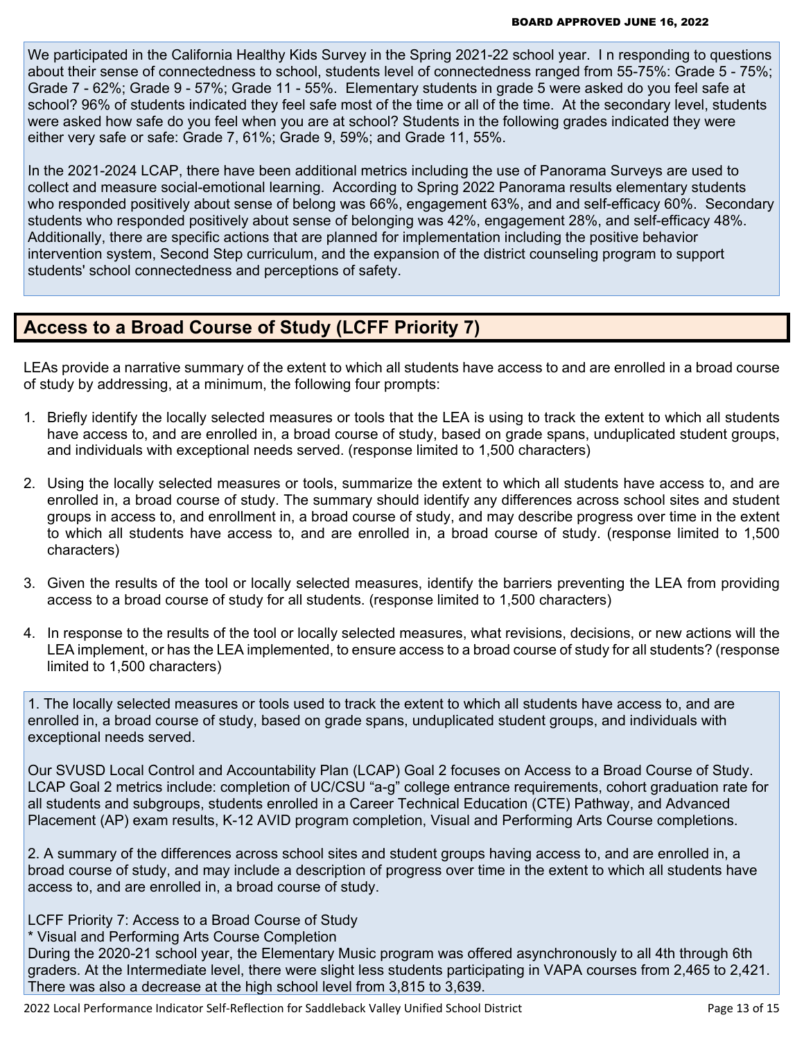We participated in the California Healthy Kids Survey in the Spring 2021-22 school year. I n responding to questions about their sense of connectedness to school, students level of connectedness ranged from 55-75%: Grade 5 - 75%; Grade 7 - 62%; Grade 9 - 57%; Grade 11 - 55%. Elementary students in grade 5 were asked do you feel safe at school? 96% of students indicated they feel safe most of the time or all of the time. At the secondary level, students were asked how safe do you feel when you are at school? Students in the following grades indicated they were either very safe or safe: Grade 7, 61%; Grade 9, 59%; and Grade 11, 55%.

In the 2021-2024 LCAP, there have been additional metrics including the use of Panorama Surveys are used to collect and measure social-emotional learning. According to Spring 2022 Panorama results elementary students who responded positively about sense of belong was 66%, engagement 63%, and and self-efficacy 60%. Secondary students who responded positively about sense of belonging was 42%, engagement 28%, and self-efficacy 48%. Additionally, there are specific actions that are planned for implementation including the positive behavior intervention system, Second Step curriculum, and the expansion of the district counseling program to support students' school connectedness and perceptions of safety.

## Access to a Broad Course of Study (LCFF Priority 7)

LEAs provide a narrative summary of the extent to which all students have access to and are enrolled in a broad course of study by addressing, at a minimum, the following four prompts:

1. Briefly identify the locally selected measures or tools that the LEA is using to track the extent to which all students have access to, and are enrolled in, a broad course of study, based on grade spans, unduplicated student groups, and individuals with exceptional needs served. (response limited to 1,500 characters)
2. Using the locally selected measures or tools, summarize the extent to which all students have access to, and are enrolled in, a broad course of study. The summary should identify any differences across school sites and student groups in access to, and enrollment in, a broad course of study, and may describe progress over time in the extent to which all students have access to, and are enrolled in, a broad course of study. (response limited to 1,500 characters)
3. Given the results of the tool or locally selected measures, identify the barriers preventing the LEA from providing access to a broad course of study for all students. (response limited to 1,500 characters)
4. In response to the results of the tool or locally selected measures, what revisions, decisions, or new actions will the LEA implement, or has the LEA implemented, to ensure access to a broad course of study for all students? (response limited to 1,500 characters)

1. The locally selected measures or tools used to track the extent to which all students have access to, and are enrolled in, a broad course of study, based on grade spans, unduplicated student groups, and individuals with exceptional needs served.

Our SVUSD Local Control and Accountability Plan (LCAP) Goal 2 focuses on Access to a Broad Course of Study. LCAP Goal 2 metrics include: completion of UC/CSU “a-g” college entrance requirements, cohort graduation rate for all students and subgroups, students enrolled in a Career Technical Education (CTE) Pathway, and Advanced Placement (AP) exam results, K-12 AVID program completion, Visual and Performing Arts Course completions.

2. A summary of the differences across school sites and student groups having access to, and are enrolled in, a broad course of study, and may include a description of progress over time in the extent to which all students have access to, and are enrolled in, a broad course of study.

LCFF Priority 7: Access to a Broad Course of Study
* Visual and Performing Arts Course Completion
During the 2020-21 school year, the Elementary Music program was offered asynchronously to all 4th through 6th graders. At the Intermediate level, there were slight less students participating in VAPA courses from 2,465 to 2,421. There was also a decrease at the high school level from 3,815 to 3,639.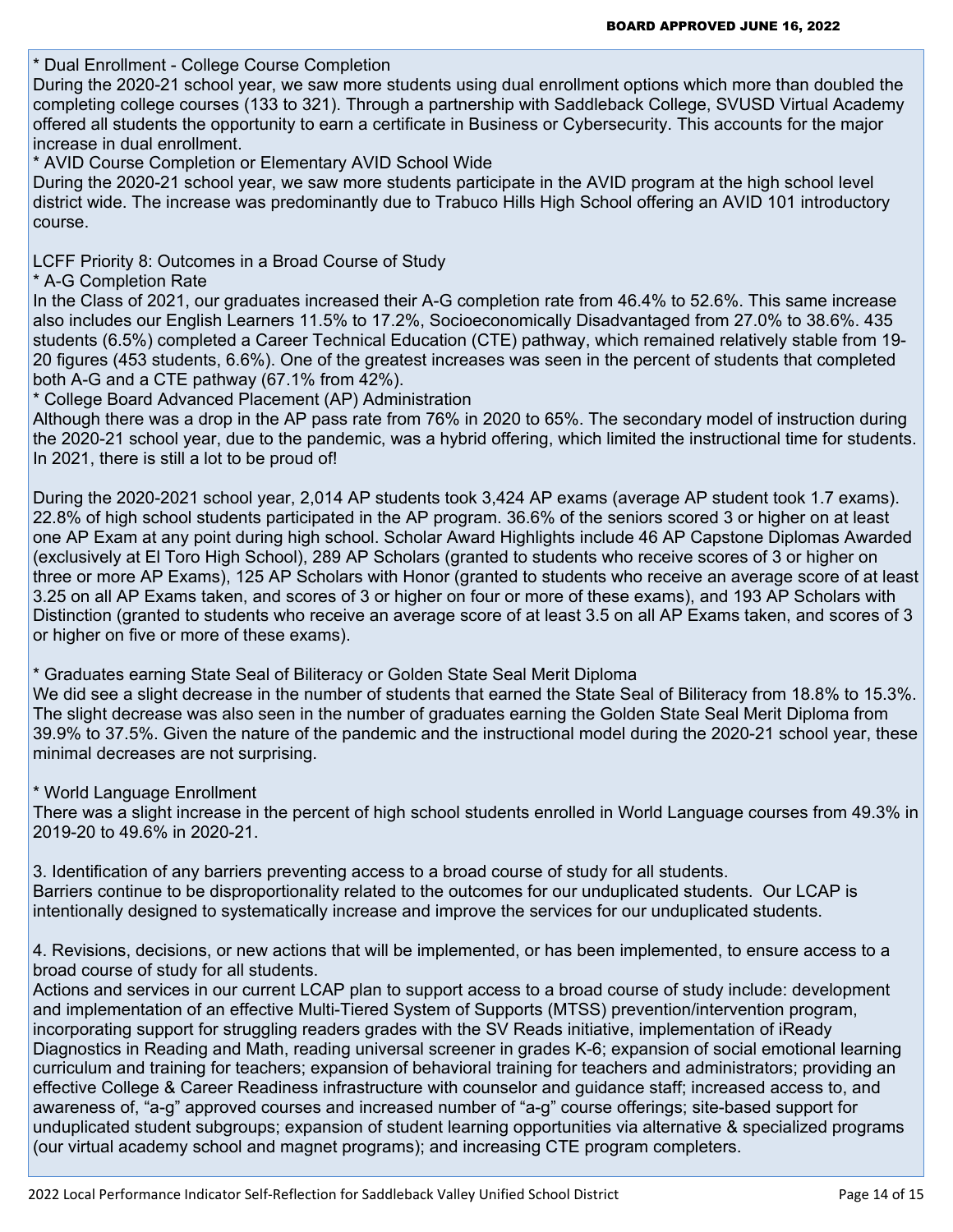* Dual Enrollment - College Course Completion
During the 2020-21 school year, we saw more students using dual enrollment options which more than doubled the completing college courses (133 to 321). Through a partnership with Saddleback College, SVUSD Virtual Academy offered all students the opportunity to earn a certificate in Business or Cybersecurity. This accounts for the major increase in dual enrollment.
* AVID Course Completion or Elementary AVID School Wide
During the 2020-21 school year, we saw more students participate in the AVID program at the high school level district wide. The increase was predominantly due to Trabuco Hills High School offering an AVID 101 introductory course.

LCFF Priority 8: Outcomes in a Broad Course of Study
* A-G Completion Rate
In the Class of 2021, our graduates increased their A-G completion rate from 46.4% to 52.6%. This same increase also includes our English Learners 11.5% to 17.2%, Socioeconomically Disadvantaged from 27.0% to 38.6%. 435 students (6.5%) completed a Career Technical Education (CTE) pathway, which remained relatively stable from 19-20 figures (453 students, 6.6%). One of the greatest increases was seen in the percent of students that completed both A-G and a CTE pathway (67.1% from 42%).
* College Board Advanced Placement (AP) Administration
Although there was a drop in the AP pass rate from 76% in 2020 to 65%. The secondary model of instruction during the 2020-21 school year, due to the pandemic, was a hybrid offering, which limited the instructional time for students. In 2021, there is still a lot to be proud of!

During the 2020-2021 school year, 2,014 AP students took 3,424 AP exams (average AP student took 1.7 exams). 22.8% of high school students participated in the AP program. 36.6% of the seniors scored 3 or higher on at least one AP Exam at any point during high school. Scholar Award Highlights include 46 AP Capstone Diplomas Awarded (exclusively at El Toro High School), 289 AP Scholars (granted to students who receive scores of 3 or higher on three or more AP Exams), 125 AP Scholars with Honor (granted to students who receive an average score of at least 3.25 on all AP Exams taken, and scores of 3 or higher on four or more of these exams), and 193 AP Scholars with Distinction (granted to students who receive an average score of at least 3.5 on all AP Exams taken, and scores of 3 or higher on five or more of these exams).

* Graduates earning State Seal of Biliteracy or Golden State Seal Merit Diploma
We did see a slight decrease in the number of students that earned the State Seal of Biliteracy from 18.8% to 15.3%. The slight decrease was also seen in the number of graduates earning the Golden State Seal Merit Diploma from 39.9% to 37.5%. Given the nature of the pandemic and the instructional model during the 2020-21 school year, these minimal decreases are not surprising.

* World Language Enrollment
There was a slight increase in the percent of high school students enrolled in World Language courses from 49.3% in 2019-20 to 49.6% in 2020-21.

3. Identification of any barriers preventing access to a broad course of study for all students.
Barriers continue to be disproportionality related to the outcomes for our unduplicated students. Our LCAP is intentionally designed to systematically increase and improve the services for our unduplicated students.

4. Revisions, decisions, or new actions that will be implemented, or has been implemented, to ensure access to a broad course of study for all students.
Actions and services in our current LCAP plan to support access to a broad course of study include: development and implementation of an effective Multi-Tiered System of Supports (MTSS) prevention/intervention program, incorporating support for struggling readers grades with the SV Reads initiative, implementation of iReady Diagnostics in Reading and Math, reading universal screener in grades K-6; expansion of social emotional learning curriculum and training for teachers; expansion of behavioral training for teachers and administrators; providing an effective College & Career Readiness infrastructure with counselor and guidance staff; increased access to, and awareness of, "a-g" approved courses and increased number of "a-g" course offerings; site-based support for unduplicated student subgroups; expansion of student learning opportunities via alternative & specialized programs (our virtual academy school and magnet programs); and increasing CTE program completers.